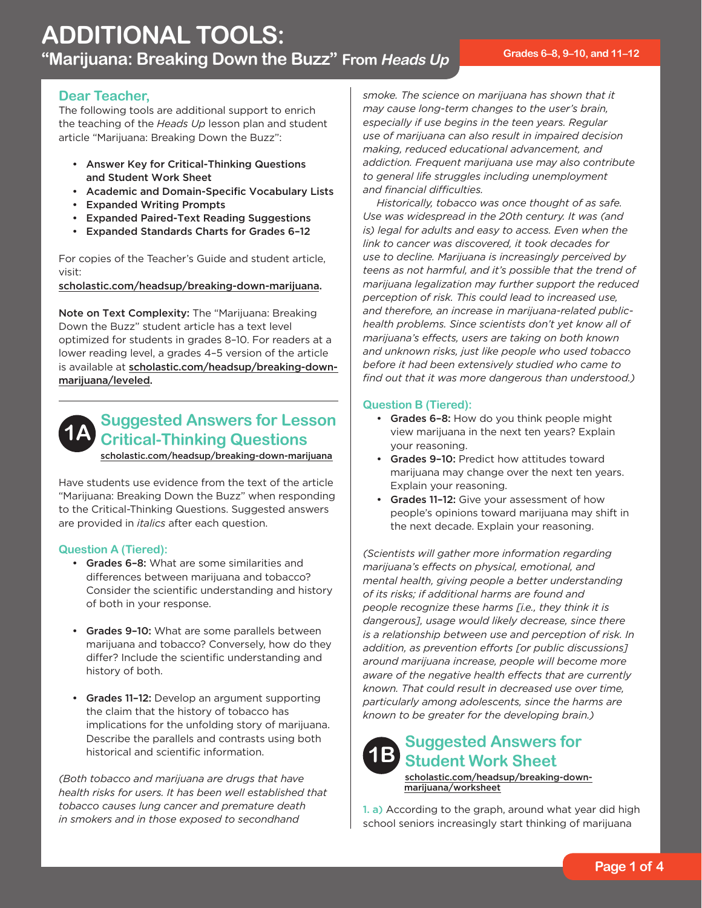# ADDITIONAL TOOLS:

## "Marijuana: Breaking Down the Buzz" From *Heads Up*

Grades 6–8, 9–10, and 11–12

### Dear Teacher,

The following tools are additional support to enrich the teaching of the *Heads Up* lesson plan and student article "Marijuana: Breaking Down the Buzz":

- **Answer Key for Critical-Thinking Questions and Student Work Sheet**
- **Academic and Domain-Specific Vocabulary Lists**
- **Expanded Writing Prompts**
- **Expanded Paired-Text Reading Suggestions**
- **Expanded Standards Charts for Grades 6–12**

For copies of the Teacher's Guide and student article, visit:
**scholastic.com/headsup/breaking-down-marijuana.**

**Note on Text Complexity:** The "Marijuana: Breaking Down the Buzz" student article has a text level optimized for students in grades 8–10. For readers at a lower reading level, a grades 4–5 version of the article is available at **scholastic.com/headsup/breaking-down-marijuana/leveled.**

## 1A Suggested Answers for Lesson Critical-Thinking Questions

scholastic.com/headsup/breaking-down-marijuana

Have students use evidence from the text of the article "Marijuana: Breaking Down the Buzz" when responding to the Critical-Thinking Questions. Suggested answers are provided in *italics* after each question.

### Question A (Tiered):

- **Grades 6–8:** What are some similarities and differences between marijuana and tobacco? Consider the scientific understanding and history of both in your response.
- **Grades 9–10:** What are some parallels between marijuana and tobacco? Conversely, how do they differ? Include the scientific understanding and history of both.
- **Grades 11–12:** Develop an argument supporting the claim that the history of tobacco has implications for the unfolding story of marijuana. Describe the parallels and contrasts using both historical and scientific information.

*(Both tobacco and marijuana are drugs that have health risks for users. It has been well established that tobacco causes lung cancer and premature death in smokers and in those exposed to secondhand smoke. The science on marijuana has shown that it may cause long-term changes to the user's brain, especially if use begins in the teen years. Regular use of marijuana can also result in impaired decision making, reduced educational advancement, and addiction. Frequent marijuana use may also contribute to general life struggles including unemployment and financial difficulties.*

*Historically, tobacco was once thought of as safe. Use was widespread in the 20th century. It was (and is) legal for adults and easy to access. Even when the link to cancer was discovered, it took decades for use to decline. Marijuana is increasingly perceived by teens as not harmful, and it's possible that the trend of marijuana legalization may further support the reduced perception of risk. This could lead to increased use, and therefore, an increase in marijuana-related public-health problems. Since scientists don't yet know all of marijuana's effects, users are taking on both known and unknown risks, just like people who used tobacco before it had been extensively studied who came to find out that it was more dangerous than understood.)*

### Question B (Tiered):

- **Grades 6–8:** How do you think people might view marijuana in the next ten years? Explain your reasoning.
- **Grades 9–10:** Predict how attitudes toward marijuana may change over the next ten years. Explain your reasoning.
- **Grades 11–12:** Give your assessment of how people's opinions toward marijuana may shift in the next decade. Explain your reasoning.

*(Scientists will gather more information regarding marijuana's effects on physical, emotional, and mental health, giving people a better understanding of its risks; if additional harms are found and people recognize these harms [i.e., they think it is dangerous], usage would likely decrease, since there is a relationship between use and perception of risk. In addition, as prevention efforts [or public discussions] around marijuana increase, people will become more aware of the negative health effects that are currently known. That could result in decreased use over time, particularly among adolescents, since the harms are known to be greater for the developing brain.)*

## 1B Suggested Answers for Student Work Sheet

scholastic.com/headsup/breaking-down-marijuana/worksheet

**1. a)** According to the graph, around what year did high school seniors increasingly start thinking of marijuana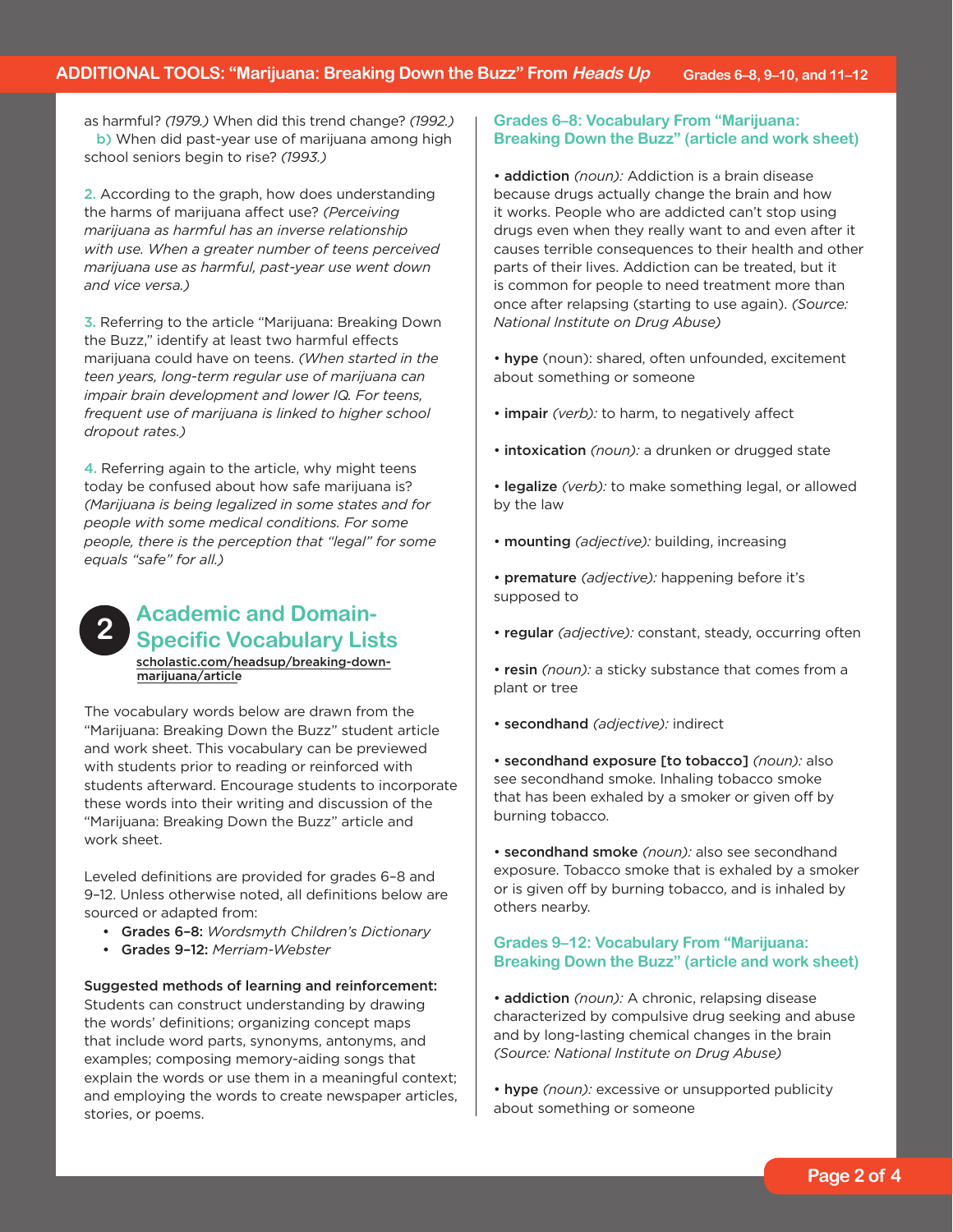as harmful? *(1979.)* When did this trend change? *(1992.)*
**b)** When did past-year use of marijuana among high school seniors begin to rise? *(1993.)*

**2.** According to the graph, how does understanding the harms of marijuana affect use? *(Perceiving marijuana as harmful has an inverse relationship with use. When a greater number of teens perceived marijuana use as harmful, past-year use went down and vice versa.)*

**3.** Referring to the article "Marijuana: Breaking Down the Buzz," identify at least two harmful effects marijuana could have on teens. *(When started in the teen years, long-term regular use of marijuana can impair brain development and lower IQ. For teens, frequent use of marijuana is linked to higher school dropout rates.)*

**4.** Referring again to the article, why might teens today be confused about how safe marijuana is? *(Marijuana is being legalized in some states and for people with some medical conditions. For some people, there is the perception that "legal" for some equals "safe" for all.)*

## 2 Academic and Domain-Specific Vocabulary Lists

scholastic.com/headsup/breaking-down-marijuana/article

The vocabulary words below are drawn from the "Marijuana: Breaking Down the Buzz" student article and work sheet. This vocabulary can be previewed with students prior to reading or reinforced with students afterward. Encourage students to incorporate these words into their writing and discussion of the "Marijuana: Breaking Down the Buzz" article and work sheet.

Leveled definitions are provided for grades 6–8 and 9–12. Unless otherwise noted, all definitions below are sourced or adapted from:

- **Grades 6–8:** *Wordsmyth Children's Dictionary*
- **Grades 9–12:** *Merriam-Webster*

**Suggested methods of learning and reinforcement:** Students can construct understanding by drawing the words' definitions; organizing concept maps that include word parts, synonyms, antonyms, and examples; composing memory-aiding songs that explain the words or use them in a meaningful context; and employing the words to create newspaper articles, stories, or poems.

### Grades 6–8: Vocabulary From "Marijuana: Breaking Down the Buzz" (article and work sheet)

- **addiction** *(noun):* Addiction is a brain disease because drugs actually change the brain and how it works. People who are addicted can't stop using drugs even when they really want to and even after it causes terrible consequences to their health and other parts of their lives. Addiction can be treated, but it is common for people to need treatment more than once after relapsing (starting to use again). *(Source: National Institute on Drug Abuse)*

- **hype** (noun): shared, often unfounded, excitement about something or someone

- **impair** *(verb):* to harm, to negatively affect

- **intoxication** *(noun):* a drunken or drugged state

- **legalize** *(verb):* to make something legal, or allowed by the law

- **mounting** *(adjective):* building, increasing

- **premature** *(adjective):* happening before it's supposed to

- **regular** *(adjective):* constant, steady, occurring often

- **resin** *(noun):* a sticky substance that comes from a plant or tree

- **secondhand** *(adjective):* indirect

- **secondhand exposure [to tobacco]** *(noun):* also see secondhand smoke. Inhaling tobacco smoke that has been exhaled by a smoker or given off by burning tobacco.

- **secondhand smoke** *(noun):* also see secondhand exposure. Tobacco smoke that is exhaled by a smoker or is given off by burning tobacco, and is inhaled by others nearby.

### Grades 9–12: Vocabulary From "Marijuana: Breaking Down the Buzz" (article and work sheet)

- **addiction** *(noun):* A chronic, relapsing disease characterized by compulsive drug seeking and abuse and by long-lasting chemical changes in the brain *(Source: National Institute on Drug Abuse)*

- **hype** *(noun):* excessive or unsupported publicity about something or someone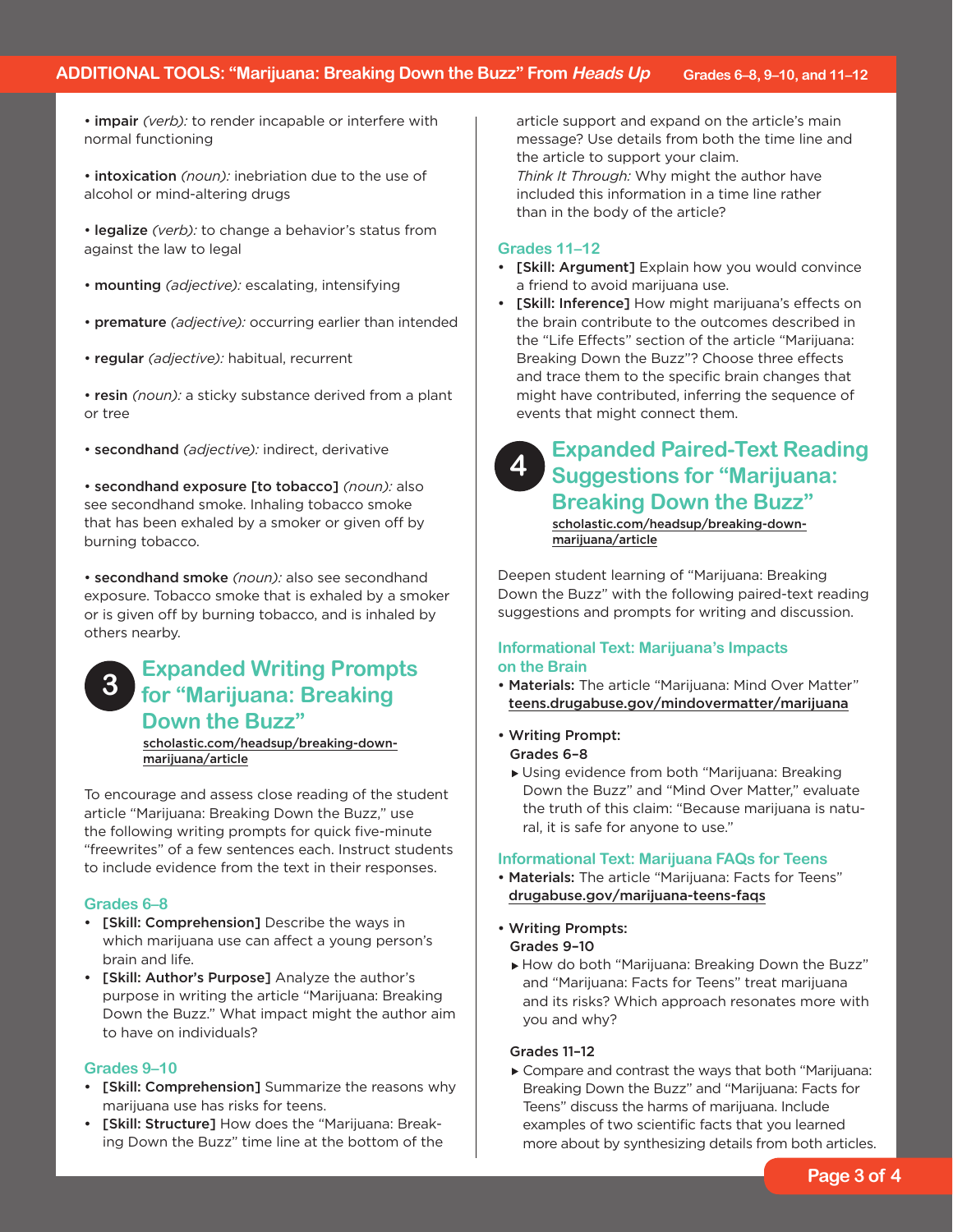- **impair** *(verb):* to render incapable or interfere with normal functioning

- **intoxication** *(noun):* inebriation due to the use of alcohol or mind-altering drugs

- **legalize** *(verb):* to change a behavior's status from against the law to legal

- **mounting** *(adjective):* escalating, intensifying

- **premature** *(adjective):* occurring earlier than intended

- **regular** *(adjective):* habitual, recurrent

- **resin** *(noun):* a sticky substance derived from a plant or tree

- **secondhand** *(adjective):* indirect, derivative

- **secondhand exposure [to tobacco]** *(noun):* also see secondhand smoke. Inhaling tobacco smoke that has been exhaled by a smoker or given off by burning tobacco.

- **secondhand smoke** *(noun):* also see secondhand exposure. Tobacco smoke that is exhaled by a smoker or is given off by burning tobacco, and is inhaled by others nearby.

## 3 Expanded Writing Prompts for "Marijuana: Breaking Down the Buzz"

scholastic.com/headsup/breaking-down-marijuana/article

To encourage and assess close reading of the student article "Marijuana: Breaking Down the Buzz," use the following writing prompts for quick five-minute "freewrites" of a few sentences each. Instruct students to include evidence from the text in their responses.

### Grades 6–8

- **[Skill: Comprehension]** Describe the ways in which marijuana use can affect a young person's brain and life.
- **[Skill: Author's Purpose]** Analyze the author's purpose in writing the article "Marijuana: Breaking Down the Buzz." What impact might the author aim to have on individuals?

### Grades 9–10

- **[Skill: Comprehension]** Summarize the reasons why marijuana use has risks for teens.
- **[Skill: Structure]** How does the "Marijuana: Breaking Down the Buzz" time line at the bottom of the article support and expand on the article's main message? Use details from both the time line and the article to support your claim.
  *Think It Through:* Why might the author have included this information in a time line rather than in the body of the article?

### Grades 11–12

- **[Skill: Argument]** Explain how you would convince a friend to avoid marijuana use.
- **[Skill: Inference]** How might marijuana's effects on the brain contribute to the outcomes described in the "Life Effects" section of the article "Marijuana: Breaking Down the Buzz"? Choose three effects and trace them to the specific brain changes that might have contributed, inferring the sequence of events that might connect them.

## 4 Expanded Paired-Text Reading Suggestions for "Marijuana: Breaking Down the Buzz"

scholastic.com/headsup/breaking-down-marijuana/article

Deepen student learning of "Marijuana: Breaking Down the Buzz" with the following paired-text reading suggestions and prompts for writing and discussion.

### Informational Text: Marijuana's Impacts on the Brain

- **Materials:** The article "Marijuana: Mind Over Matter" teens.drugabuse.gov/mindovermatter/marijuana

- **Writing Prompt:**
  **Grades 6–8**
  - Using evidence from both "Marijuana: Breaking Down the Buzz" and "Mind Over Matter," evaluate the truth of this claim: "Because marijuana is natural, it is safe for anyone to use."

### Informational Text: Marijuana FAQs for Teens

- **Materials:** The article "Marijuana: Facts for Teens" drugabuse.gov/marijuana-teens-faqs

- **Writing Prompts:**
  **Grades 9–10**
  - How do both "Marijuana: Breaking Down the Buzz" and "Marijuana: Facts for Teens" treat marijuana and its risks? Which approach resonates more with you and why?

  **Grades 11–12**
  - Compare and contrast the ways that both "Marijuana: Breaking Down the Buzz" and "Marijuana: Facts for Teens" discuss the harms of marijuana. Include examples of two scientific facts that you learned more about by synthesizing details from both articles.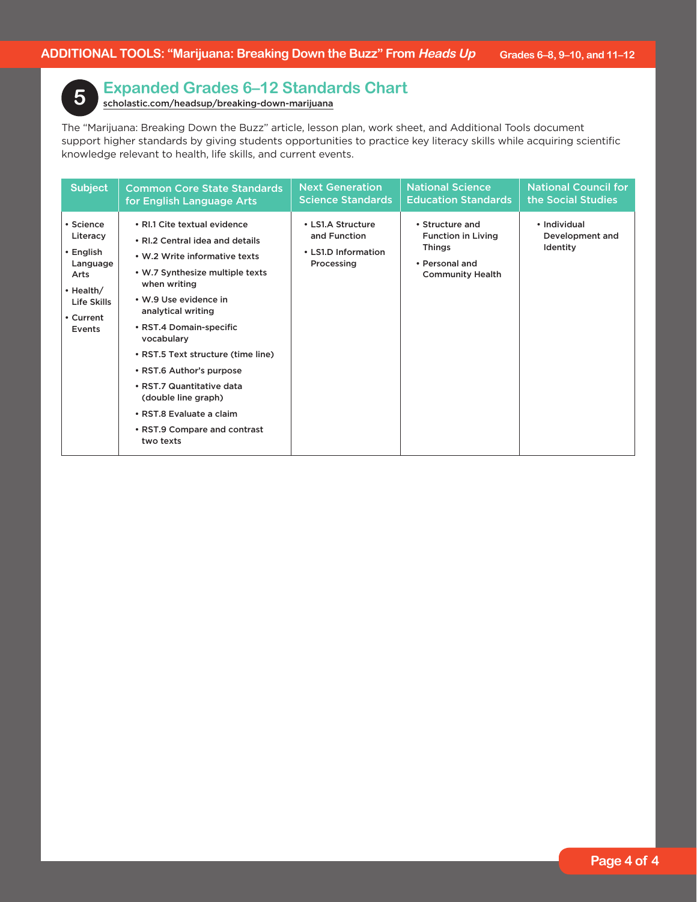## 5 Expanded Grades 6–12 Standards Chart

scholastic.com/headsup/breaking-down-marijuana

The "Marijuana: Breaking Down the Buzz" article, lesson plan, work sheet, and Additional Tools document support higher standards by giving students opportunities to practice key literacy skills while acquiring scientific knowledge relevant to health, life skills, and current events.

| Subject | Common Core State Standards for English Language Arts | Next Generation Science Standards | National Science Education Standards | National Council for the Social Studies |
|---|---|---|---|---|
| • Science Literacy<br>• English Language Arts<br>• Health/ Life Skills<br>• Current Events | • RI.1 Cite textual evidence<br>• RI.2 Central idea and details<br>• W.2 Write informative texts<br>• W.7 Synthesize multiple texts when writing<br>• W.9 Use evidence in analytical writing<br>• RST.4 Domain-specific vocabulary<br>• RST.5 Text structure (time line)<br>• RST.6 Author's purpose<br>• RST.7 Quantitative data (double line graph)<br>• RST.8 Evaluate a claim<br>• RST.9 Compare and contrast two texts | • LS1.A Structure and Function<br>• LS1.D Information Processing | • Structure and Function in Living Things<br>• Personal and Community Health | • Individual Development and Identity |